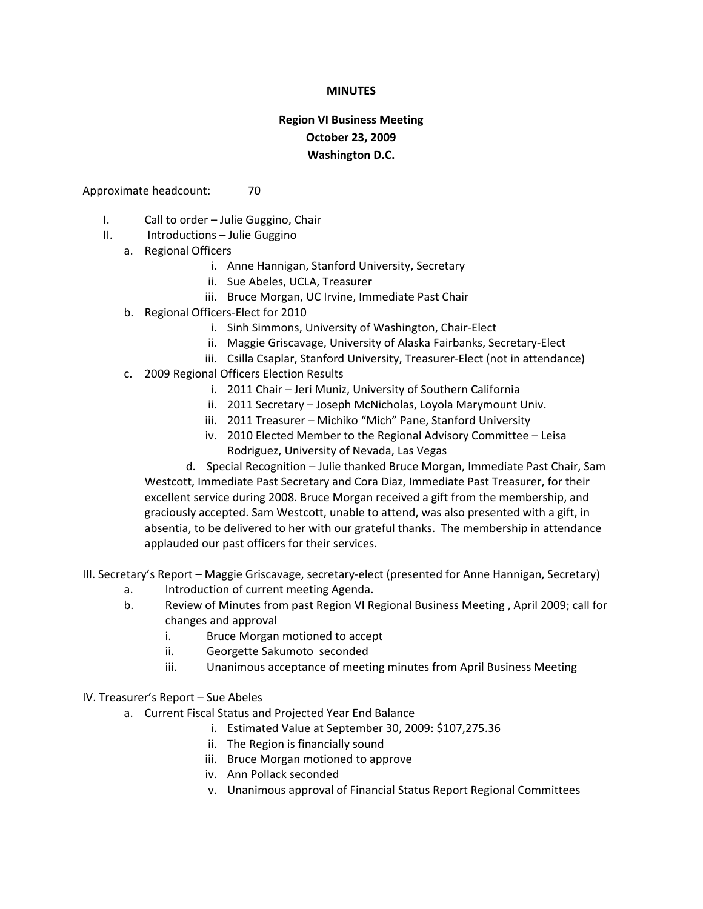**MINUTES**

**Region VI Business Meeting**
**October 23, 2009**
**Washington D.C.**

Approximate headcount: 70

I. Call to order – Julie Guggino, Chair

II. Introductions – Julie Guggino

   a. Regional Officers
      i. Anne Hannigan, Stanford University, Secretary
      ii. Sue Abeles, UCLA, Treasurer
      iii. Bruce Morgan, UC Irvine, Immediate Past Chair

   b. Regional Officers-Elect for 2010
      i. Sinh Simmons, University of Washington, Chair-Elect
      ii. Maggie Griscavage, University of Alaska Fairbanks, Secretary-Elect
      iii. Csilla Csaplar, Stanford University, Treasurer-Elect (not in attendance)

   c. 2009 Regional Officers Election Results
      i. 2011 Chair – Jeri Muniz, University of Southern California
      ii. 2011 Secretary – Joseph McNicholas, Loyola Marymount Univ.
      iii. 2011 Treasurer – Michiko "Mich" Pane, Stanford University
      iv. 2010 Elected Member to the Regional Advisory Committee – Leisa Rodriguez, University of Nevada, Las Vegas

   d. Special Recognition – Julie thanked Bruce Morgan, Immediate Past Chair, Sam Westcott, Immediate Past Secretary and Cora Diaz, Immediate Past Treasurer, for their excellent service during 2008. Bruce Morgan received a gift from the membership, and graciously accepted. Sam Westcott, unable to attend, was also presented with a gift, in absentia, to be delivered to her with our grateful thanks. The membership in attendance applauded our past officers for their services.

III. Secretary's Report – Maggie Griscavage, secretary-elect (presented for Anne Hannigan, Secretary)

   a. Introduction of current meeting Agenda.

   b. Review of Minutes from past Region VI Regional Business Meeting , April 2009; call for changes and approval
      i. Bruce Morgan motioned to accept
      ii. Georgette Sakumoto seconded
      iii. Unanimous acceptance of meeting minutes from April Business Meeting

IV. Treasurer's Report – Sue Abeles

   a. Current Fiscal Status and Projected Year End Balance
      i. Estimated Value at September 30, 2009: $107,275.36
      ii. The Region is financially sound
      iii. Bruce Morgan motioned to approve
      iv. Ann Pollack seconded
      v. Unanimous approval of Financial Status Report Regional Committees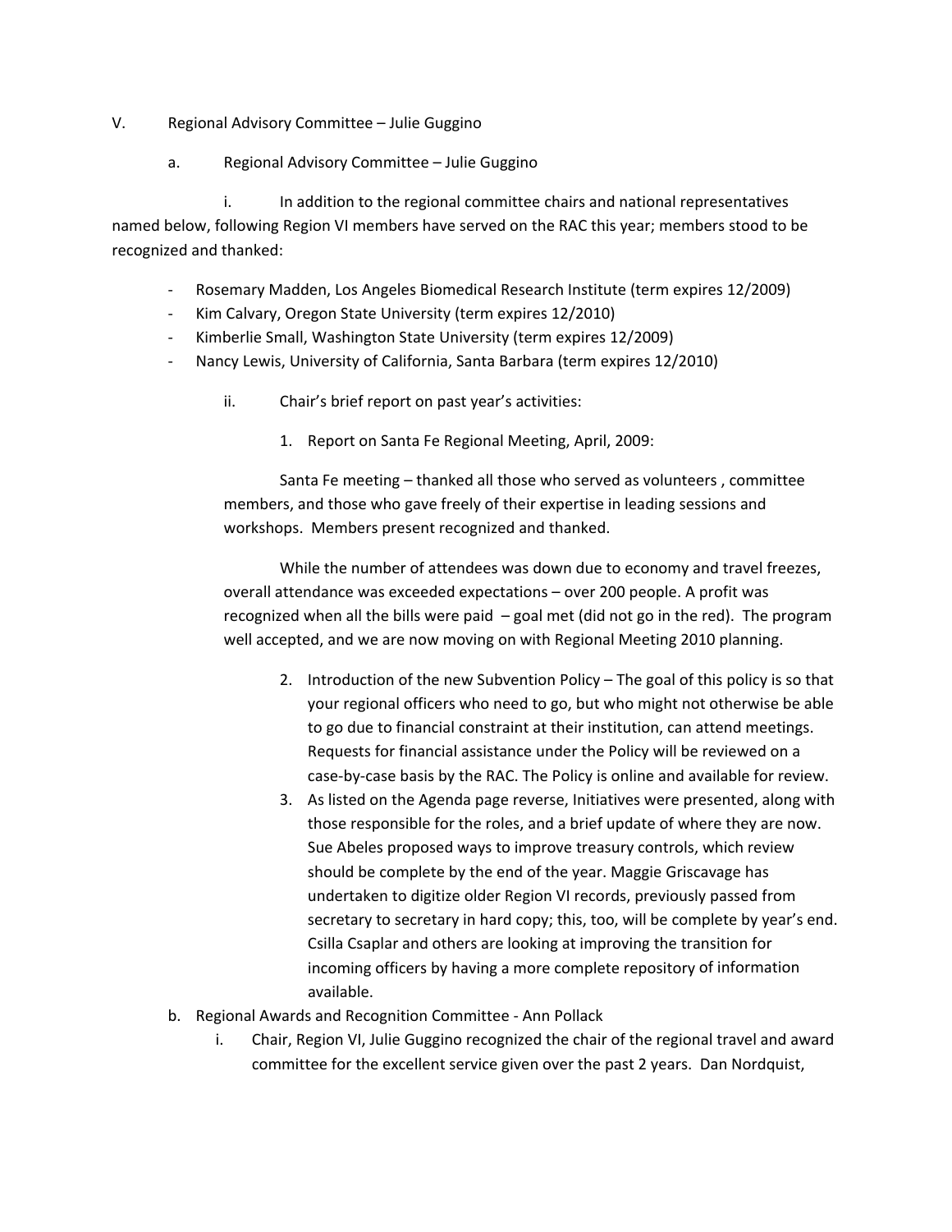V. Regional Advisory Committee – Julie Guggino

a. Regional Advisory Committee – Julie Guggino

i. In addition to the regional committee chairs and national representatives named below, following Region VI members have served on the RAC this year; members stood to be recognized and thanked:

- Rosemary Madden, Los Angeles Biomedical Research Institute (term expires 12/2009)
- Kim Calvary, Oregon State University (term expires 12/2010)
- Kimberlie Small, Washington State University (term expires 12/2009)
- Nancy Lewis, University of California, Santa Barbara (term expires 12/2010)

ii. Chair's brief report on past year's activities:

1. Report on Santa Fe Regional Meeting, April, 2009:

Santa Fe meeting – thanked all those who served as volunteers , committee members, and those who gave freely of their expertise in leading sessions and workshops. Members present recognized and thanked.

While the number of attendees was down due to economy and travel freezes, overall attendance was exceeded expectations – over 200 people. A profit was recognized when all the bills were paid – goal met (did not go in the red). The program well accepted, and we are now moving on with Regional Meeting 2010 planning.

2. Introduction of the new Subvention Policy – The goal of this policy is so that your regional officers who need to go, but who might not otherwise be able to go due to financial constraint at their institution, can attend meetings. Requests for financial assistance under the Policy will be reviewed on a case-by-case basis by the RAC. The Policy is online and available for review.
3. As listed on the Agenda page reverse, Initiatives were presented, along with those responsible for the roles, and a brief update of where they are now. Sue Abeles proposed ways to improve treasury controls, which review should be complete by the end of the year. Maggie Griscavage has undertaken to digitize older Region VI records, previously passed from secretary to secretary in hard copy; this, too, will be complete by year's end. Csilla Csaplar and others are looking at improving the transition for incoming officers by having a more complete repository of information available.

b. Regional Awards and Recognition Committee - Ann Pollack

i. Chair, Region VI, Julie Guggino recognized the chair of the regional travel and award committee for the excellent service given over the past 2 years. Dan Nordquist,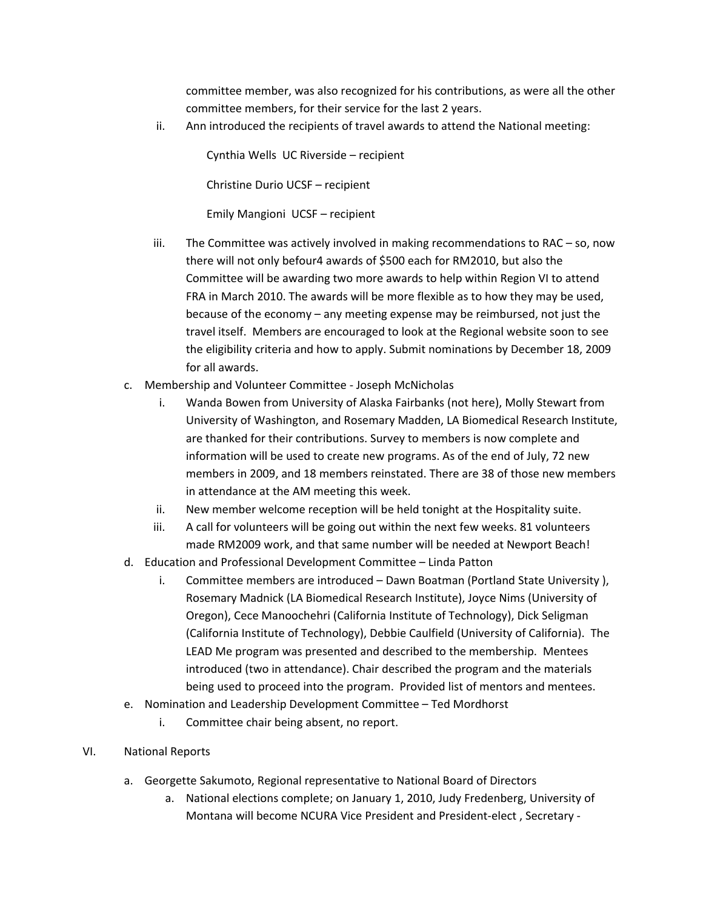committee member, was also recognized for his contributions, as were all the other committee members, for their service for the last 2 years.

ii. Ann introduced the recipients of travel awards to attend the National meeting:

Cynthia Wells UC Riverside – recipient

Christine Durio UCSF – recipient

Emily Mangioni UCSF – recipient

iii. The Committee was actively involved in making recommendations to RAC – so, now there will not only befour4 awards of $500 each for RM2010, but also the Committee will be awarding two more awards to help within Region VI to attend FRA in March 2010. The awards will be more flexible as to how they may be used, because of the economy – any meeting expense may be reimbursed, not just the travel itself. Members are encouraged to look at the Regional website soon to see the eligibility criteria and how to apply. Submit nominations by December 18, 2009 for all awards.

c. Membership and Volunteer Committee - Joseph McNicholas

i. Wanda Bowen from University of Alaska Fairbanks (not here), Molly Stewart from University of Washington, and Rosemary Madden, LA Biomedical Research Institute, are thanked for their contributions. Survey to members is now complete and information will be used to create new programs. As of the end of July, 72 new members in 2009, and 18 members reinstated. There are 38 of those new members in attendance at the AM meeting this week.

ii. New member welcome reception will be held tonight at the Hospitality suite.

iii. A call for volunteers will be going out within the next few weeks. 81 volunteers made RM2009 work, and that same number will be needed at Newport Beach!

d. Education and Professional Development Committee – Linda Patton

i. Committee members are introduced – Dawn Boatman (Portland State University ), Rosemary Madnick (LA Biomedical Research Institute), Joyce Nims (University of Oregon), Cece Manoochehri (California Institute of Technology), Dick Seligman (California Institute of Technology), Debbie Caulfield (University of California). The LEAD Me program was presented and described to the membership. Mentees introduced (two in attendance). Chair described the program and the materials being used to proceed into the program. Provided list of mentors and mentees.

e. Nomination and Leadership Development Committee – Ted Mordhorst

i. Committee chair being absent, no report.

VI. National Reports

a. Georgette Sakumoto, Regional representative to National Board of Directors

a. National elections complete; on January 1, 2010, Judy Fredenberg, University of Montana will become NCURA Vice President and President-elect , Secretary -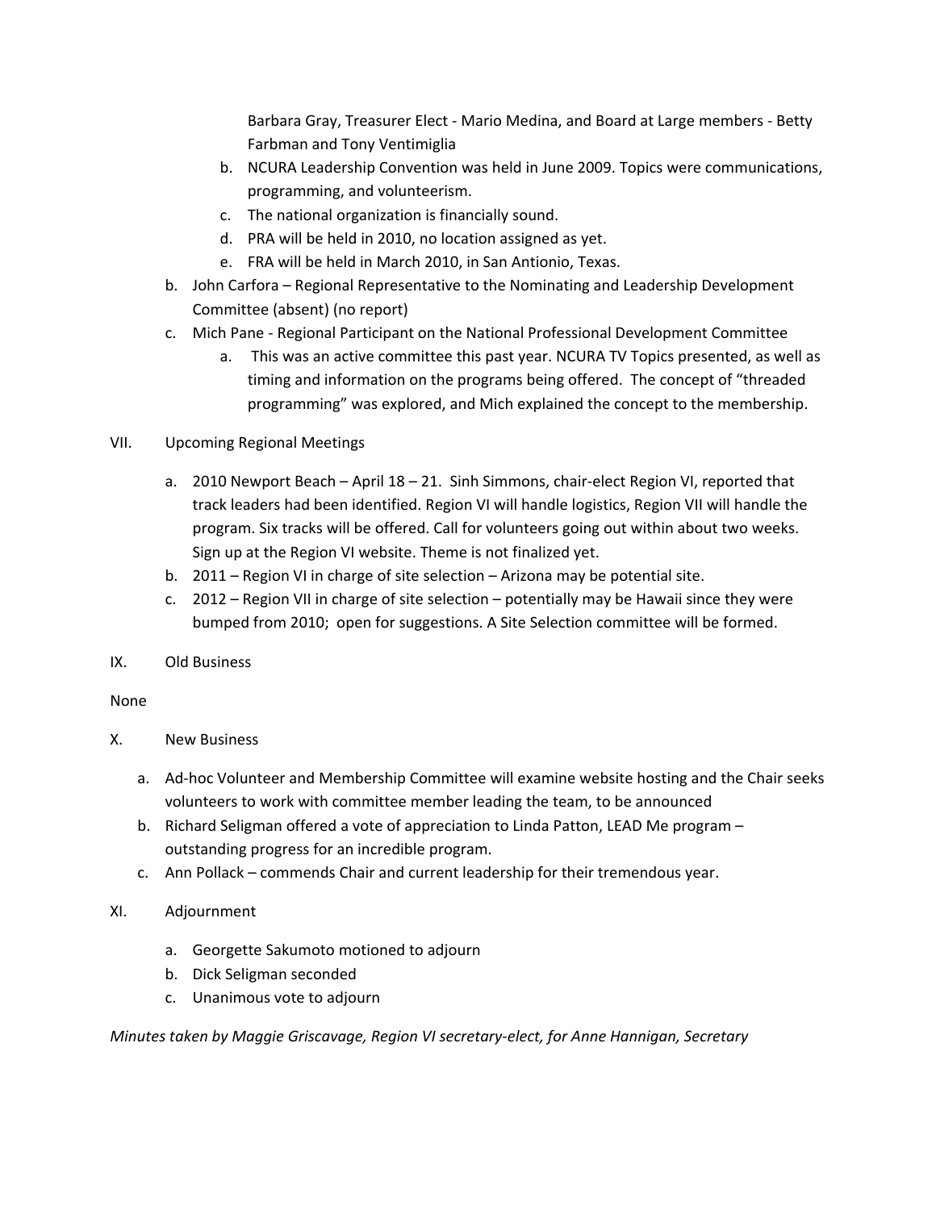Barbara Gray, Treasurer Elect - Mario Medina, and Board at Large members - Betty Farbman and Tony Ventimiglia

   b. NCURA Leadership Convention was held in June 2009. Topics were communications, programming, and volunteerism.
   c. The national organization is financially sound.
   d. PRA will be held in 2010, no location assigned as yet.
   e. FRA will be held in March 2010, in San Antonio, Texas.

b. John Carfora – Regional Representative to the Nominating and Leadership Development Committee (absent) (no report)

c. Mich Pane - Regional Participant on the National Professional Development Committee
   a. This was an active committee this past year. NCURA TV Topics presented, as well as timing and information on the programs being offered. The concept of "threaded programming" was explored, and Mich explained the concept to the membership.

VII. Upcoming Regional Meetings

a. 2010 Newport Beach – April 18 – 21. Sinh Simmons, chair-elect Region VI, reported that track leaders had been identified. Region VI will handle logistics, Region VII will handle the program. Six tracks will be offered. Call for volunteers going out within about two weeks. Sign up at the Region VI website. Theme is not finalized yet.
b. 2011 – Region VI in charge of site selection – Arizona may be potential site.
c. 2012 – Region VII in charge of site selection – potentially may be Hawaii since they were bumped from 2010; open for suggestions. A Site Selection committee will be formed.

IX. Old Business

None

X. New Business

a. Ad-hoc Volunteer and Membership Committee will examine website hosting and the Chair seeks volunteers to work with committee member leading the team, to be announced
b. Richard Seligman offered a vote of appreciation to Linda Patton, LEAD Me program – outstanding progress for an incredible program.
c. Ann Pollack – commends Chair and current leadership for their tremendous year.

XI. Adjournment

a. Georgette Sakumoto motioned to adjourn
b. Dick Seligman seconded
c. Unanimous vote to adjourn

*Minutes taken by Maggie Griscavage, Region VI secretary-elect, for Anne Hannigan, Secretary*